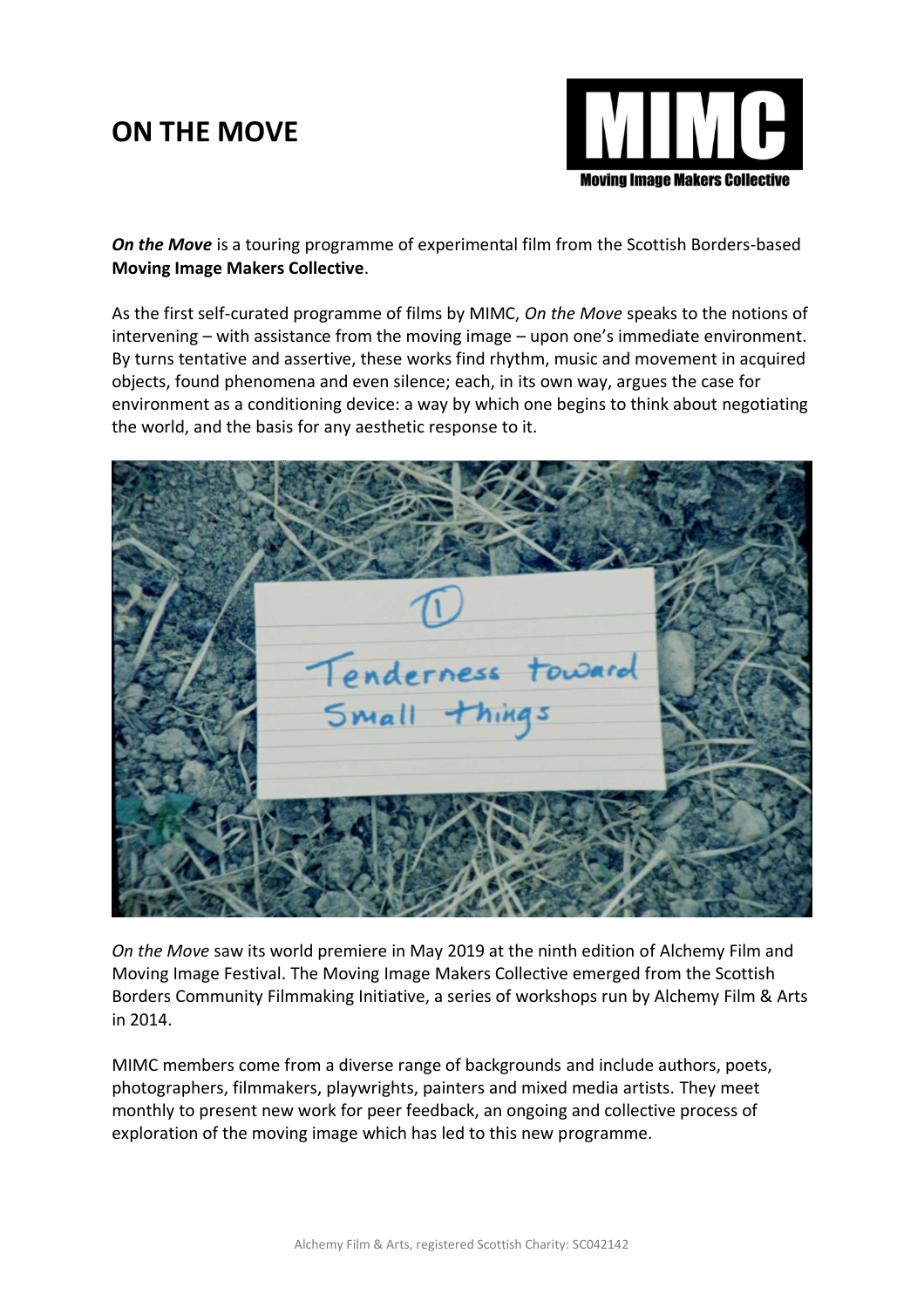# ON THE MOVE

***On the Move*** is a touring programme of experimental film from the Scottish Borders-based **Moving Image Makers Collective**.

As the first self-curated programme of films by MIMC, *On the Move* speaks to the notions of intervening – with assistance from the moving image – upon one's immediate environment. By turns tentative and assertive, these works find rhythm, music and movement in acquired objects, found phenomena and even silence; each, in its own way, argues the case for environment as a conditioning device: a way by which one begins to think about negotiating the world, and the basis for any aesthetic response to it.

*On the Move* saw its world premiere in May 2019 at the ninth edition of Alchemy Film and Moving Image Festival. The Moving Image Makers Collective emerged from the Scottish Borders Community Filmmaking Initiative, a series of workshops run by Alchemy Film & Arts in 2014.

MIMC members come from a diverse range of backgrounds and include authors, poets, photographers, filmmakers, playwrights, painters and mixed media artists. They meet monthly to present new work for peer feedback, an ongoing and collective process of exploration of the moving image which has led to this new programme.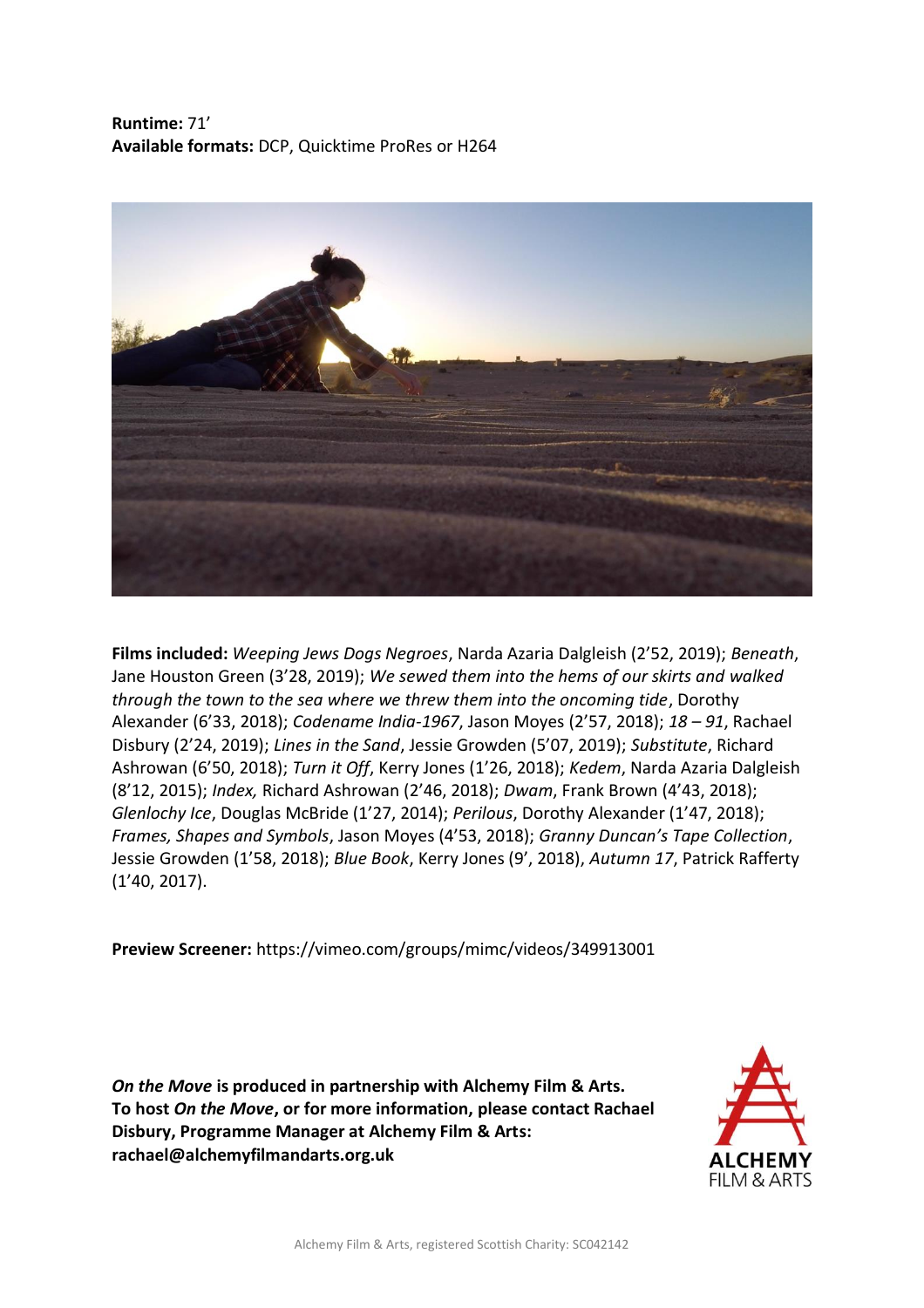**Runtime:** 71'
**Available formats:** DCP, Quicktime ProRes or H264

**Films included:** *Weeping Jews Dogs Negroes*, Narda Azaria Dalgleish (2'52, 2019); *Beneath*, Jane Houston Green (3'28, 2019); *We sewed them into the hems of our skirts and walked through the town to the sea where we threw them into the oncoming tide*, Dorothy Alexander (6'33, 2018); *Codename India-1967*, Jason Moyes (2'57, 2018); *18 – 91*, Rachael Disbury (2'24, 2019); *Lines in the Sand*, Jessie Growden (5'07, 2019); *Substitute*, Richard Ashrowan (6'50, 2018); *Turn it Off*, Kerry Jones (1'26, 2018); *Kedem*, Narda Azaria Dalgleish (8'12, 2015); *Index,* Richard Ashrowan (2'46, 2018); *Dwam*, Frank Brown (4'43, 2018); *Glenlochy Ice*, Douglas McBride (1'27, 2014); *Perilous*, Dorothy Alexander (1'47, 2018); *Frames, Shapes and Symbols*, Jason Moyes (4'53, 2018); *Granny Duncan's Tape Collection*, Jessie Growden (1'58, 2018); *Blue Book*, Kerry Jones (9', 2018), *Autumn 17*, Patrick Rafferty (1'40, 2017).

**Preview Screener:** https://vimeo.com/groups/mimc/videos/349913001

***On the Move*** **is produced in partnership with Alchemy Film & Arts.**
**To host** ***On the Move*****, or for more information, please contact Rachael Disbury, Programme Manager at Alchemy Film & Arts:**
**rachael@alchemyfilmandarts.org.uk**

ALCHEMY FILM & ARTS

Alchemy Film & Arts, registered Scottish Charity: SC042142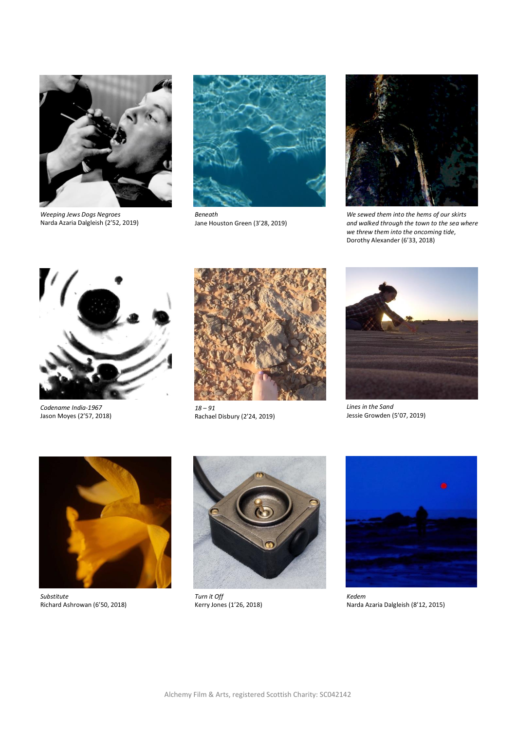*Weeping Jews Dogs Negroes*
Narda Azaria Dalgleish (2'52, 2019)

*Beneath*
Jane Houston Green (3'28, 2019)

*We sewed them into the hems of our skirts and walked through the town to the sea where we threw them into the oncoming tide*,
Dorothy Alexander (6'33, 2018)

*Codename India-1967*
Jason Moyes (2'57, 2018)

*18 – 91*
Rachael Disbury (2'24, 2019)

*Lines in the Sand*
Jessie Growden (5'07, 2019)

*Substitute*
Richard Ashrowan (6'50, 2018)

*Turn it Off*
Kerry Jones (1'26, 2018)

*Kedem*
Narda Azaria Dalgleish (8'12, 2015)

Alchemy Film & Arts, registered Scottish Charity: SC042142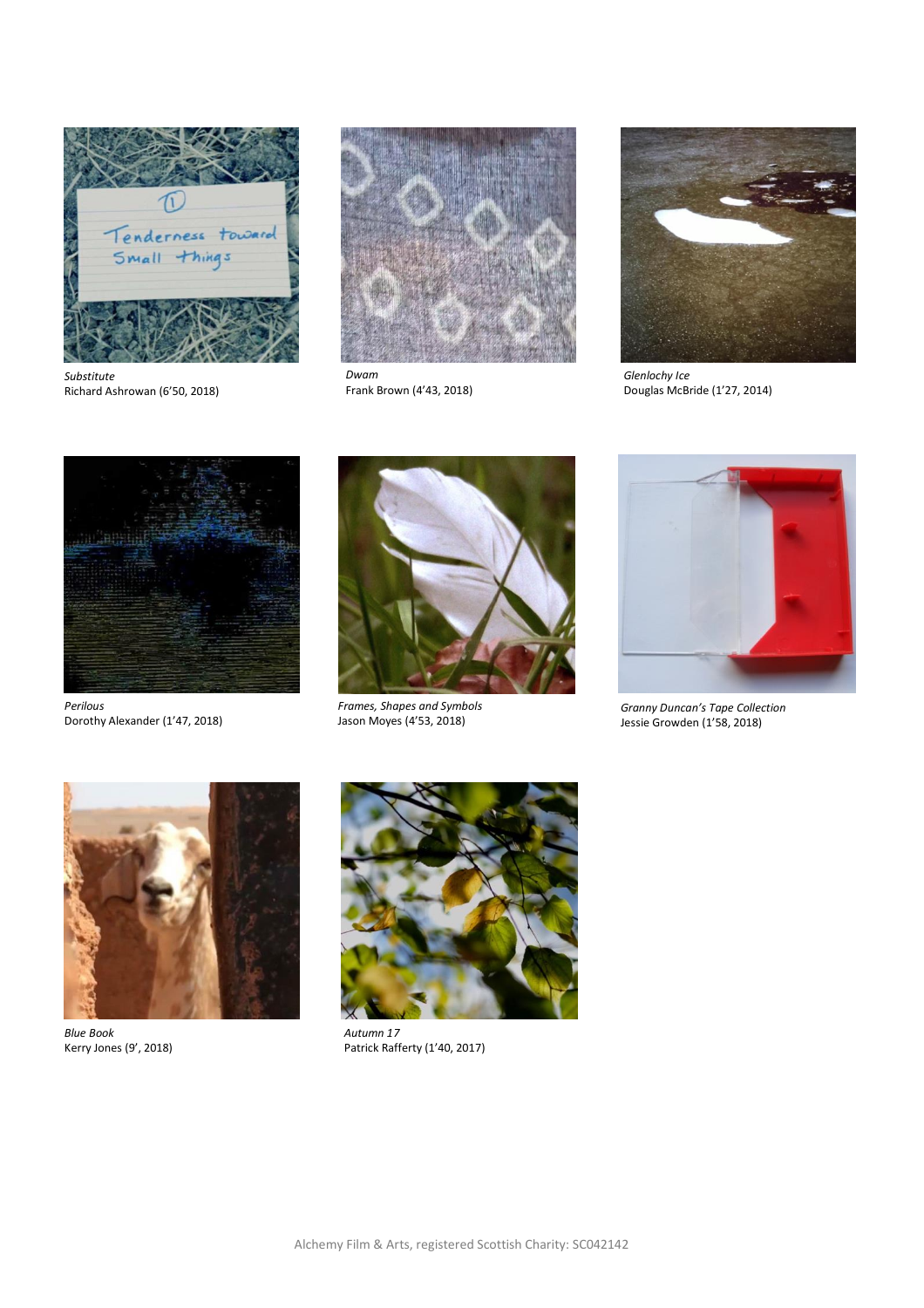*Substitute*
Richard Ashrowan (6'50, 2018)

*Dwam*
Frank Brown (4'43, 2018)

*Glenlochy Ice*
Douglas McBride (1'27, 2014)

*Perilous*
Dorothy Alexander (1'47, 2018)

*Frames, Shapes and Symbols*
Jason Moyes (4'53, 2018)

*Granny Duncan's Tape Collection*
Jessie Growden (1'58, 2018)

*Blue Book*
Kerry Jones (9', 2018)

*Autumn 17*
Patrick Rafferty (1'40, 2017)

Alchemy Film & Arts, registered Scottish Charity: SC042142